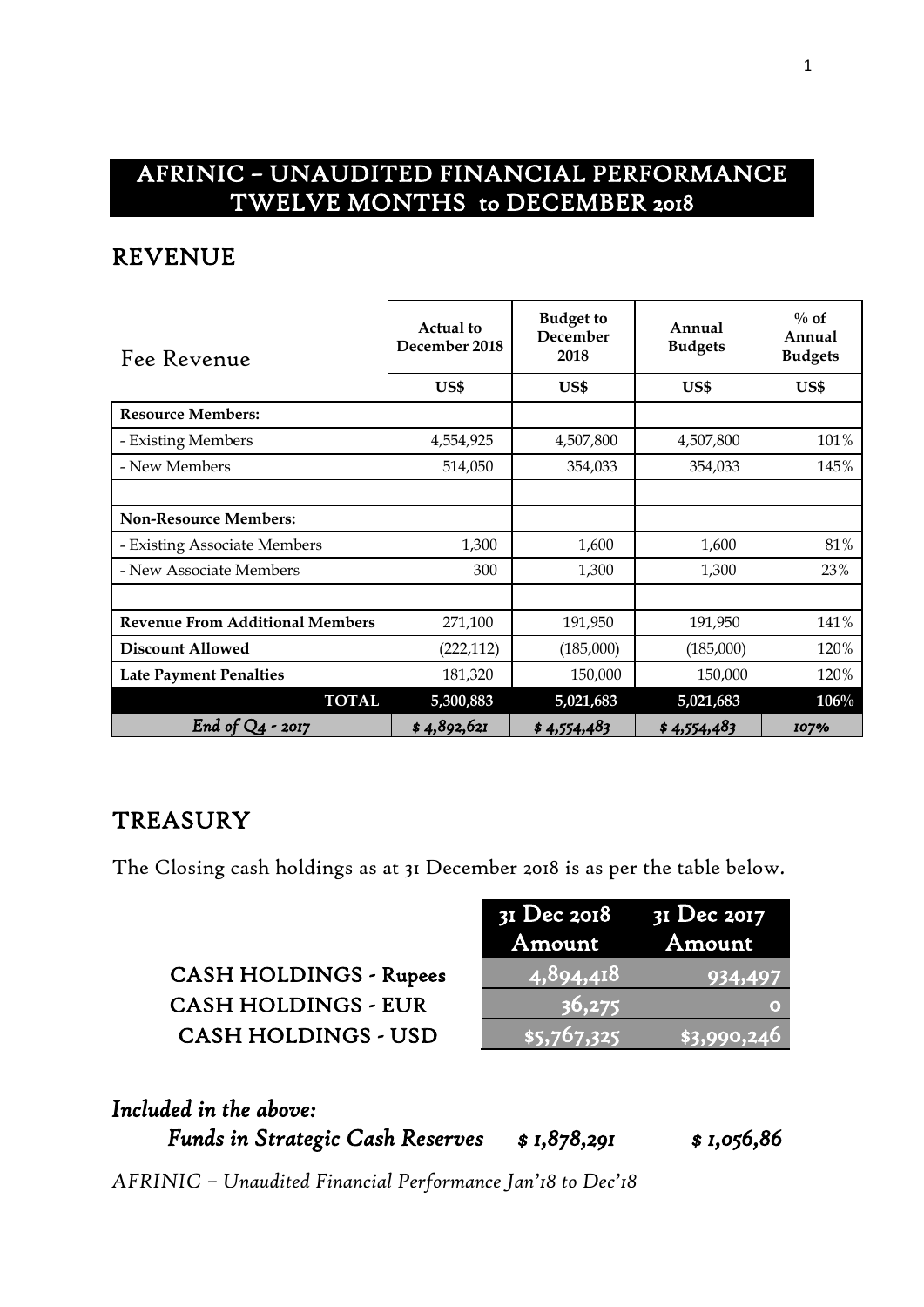# AFRINIC – UNAUDITED FINANCIAL PERFORMANCE TWELVE MONTHS to DECEMBER 2018

## REVENUE

| Fee Revenue | Actual to December 2018 | Budget to December 2018 | Annual Budgets | % of Annual Budgets |
|---|---|---|---|---|
| | US$ | US$ | US$ | US$ |
| **Resource Members:** | | | | |
| - Existing Members | 4,554,925 | 4,507,800 | 4,507,800 | 101% |
| - New Members | 514,050 | 354,033 | 354,033 | 145% |
| | | | | |
| **Non-Resource Members:** | | | | |
| - Existing Associate Members | 1,300 | 1,600 | 1,600 | 81% |
| - New Associate Members | 300 | 1,300 | 1,300 | 23% |
| | | | | |
| **Revenue From Additional Members** | 271,100 | 191,950 | 191,950 | 141% |
| **Discount Allowed** | (222,112) | (185,000) | (185,000) | 120% |
| **Late Payment Penalties** | 181,320 | 150,000 | 150,000 | 120% |
| **TOTAL** | **5,300,883** | **5,021,683** | **5,021,683** | **106%** |
| *End of Q4 - 2017* | *$ 4,892,621* | *$ 4,554,483* | *$ 4,554,483* | *107%* |

## TREASURY

The Closing cash holdings as at 31 December 2018 is as per the table below.

| | 31 Dec 2018 Amount | 31 Dec 2017 Amount |
|---|---|---|
| CASH HOLDINGS - Rupees | 4,894,418 | 934,497 |
| CASH HOLDINGS - EUR | 36,275 | 0 |
| CASH HOLDINGS - USD | $5,767,325 | $3,990,246 |

***Included in the above:***

| | | |
|---|---|---|
| ***Funds in Strategic Cash Reserves*** | ***$ 1,878,291*** | ***$ 1,056,86*** |

*AFRINIC – Unaudited Financial Performance Jan'18 to Dec'18*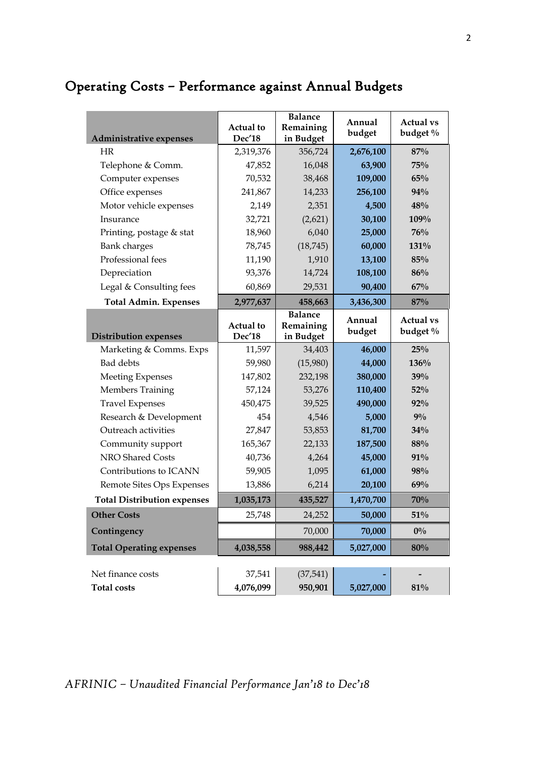# Operating Costs – Performance against Annual Budgets

| Administrative expenses | Actual to Dec'18 | Balance Remaining in Budget | Annual budget | Actual vs budget % |
|---|---|---|---|---|
| HR | 2,319,376 | 356,724 | **2,676,100** | **87%** |
| Telephone & Comm. | 47,852 | 16,048 | **63,900** | **75%** |
| Computer expenses | 70,532 | 38,468 | **109,000** | **65%** |
| Office expenses | 241,867 | 14,233 | **256,100** | **94%** |
| Motor vehicle expenses | 2,149 | 2,351 | **4,500** | **48%** |
| Insurance | 32,721 | (2,621) | **30,100** | **109%** |
| Printing, postage & stat | 18,960 | 6,040 | **25,000** | **76%** |
| Bank charges | 78,745 | (18,745) | **60,000** | **131%** |
| Professional fees | 11,190 | 1,910 | **13,100** | **85%** |
| Depreciation | 93,376 | 14,724 | **108,100** | **86%** |
| Legal & Consulting fees | 60,869 | 29,531 | **90,400** | **67%** |
| **Total Admin. Expenses** | **2,977,637** | **458,663** | **3,436,300** | **87%** |
| **Distribution expenses** | **Actual to Dec'18** | **Balance Remaining in Budget** | **Annual budget** | **Actual vs budget %** |
| Marketing & Comms. Exps | 11,597 | 34,403 | **46,000** | **25%** |
| Bad debts | 59,980 | (15,980) | **44,000** | **136%** |
| Meeting Expenses | 147,802 | 232,198 | **380,000** | **39%** |
| Members Training | 57,124 | 53,276 | **110,400** | **52%** |
| Travel Expenses | 450,475 | 39,525 | **490,000** | **92%** |
| Research & Development | 454 | 4,546 | **5,000** | **9%** |
| Outreach activities | 27,847 | 53,853 | **81,700** | **34%** |
| Community support | 165,367 | 22,133 | **187,500** | **88%** |
| NRO Shared Costs | 40,736 | 4,264 | **45,000** | **91%** |
| Contributions to ICANN | 59,905 | 1,095 | **61,000** | **98%** |
| Remote Sites Ops Expenses | 13,886 | 6,214 | **20,100** | **69%** |
| **Total Distribution expenses** | **1,035,173** | **435,527** | **1,470,700** | **70%** |
| **Other Costs** | 25,748 | 24,252 | **50,000** | **51%** |
| **Contingency** | | 70,000 | **70,000** | **0%** |
| **Total Operating expenses** | **4,038,558** | **988,442** | **5,027,000** | **80%** |
| | | | | |
| Net finance costs | 37,541 | (37,541) | **-** | **-** |
| **Total costs** | **4,076,099** | **950,901** | **5,027,000** | **81%** |

*AFRINIC – Unaudited Financial Performance Jan'18 to Dec'18*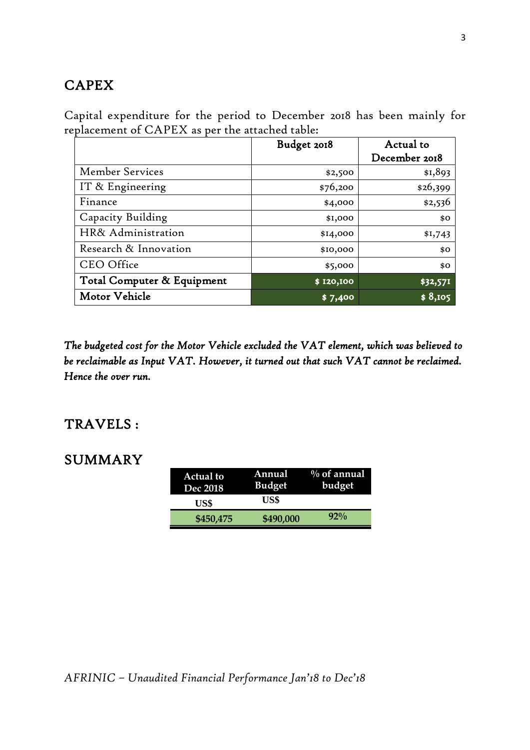## CAPEX

Capital expenditure for the period to December 2018 has been mainly for replacement of CAPEX as per the attached table:

| | Budget 2018 | Actual to December 2018 |
|---|---:|---:|
| Member Services | $2,500 | $1,893 |
| IT & Engineering | $76,200 | $26,399 |
| Finance | $4,000 | $2,536 |
| Capacity Building | $1,000 | $0 |
| HR& Administration | $14,000 | $1,743 |
| Research & Innovation | $10,000 | $0 |
| CEO Office | $5,000 | $0 |
| **Total Computer & Equipment** | **$ 120,100** | **$32,571** |
| **Motor Vehicle** | **$ 7,400** | **$ 8,105** |

***The budgeted cost for the Motor Vehicle excluded the VAT element, which was believed to be reclaimable as Input VAT. However, it turned out that such VAT cannot be reclaimed. Hence the over run.***

## TRAVELS :

## SUMMARY

| Actual to Dec 2018 | Annual Budget | % of annual budget |
|---|---|---|
| US$ | US$ | |
| **$450,475** | **$490,000** | **92%** |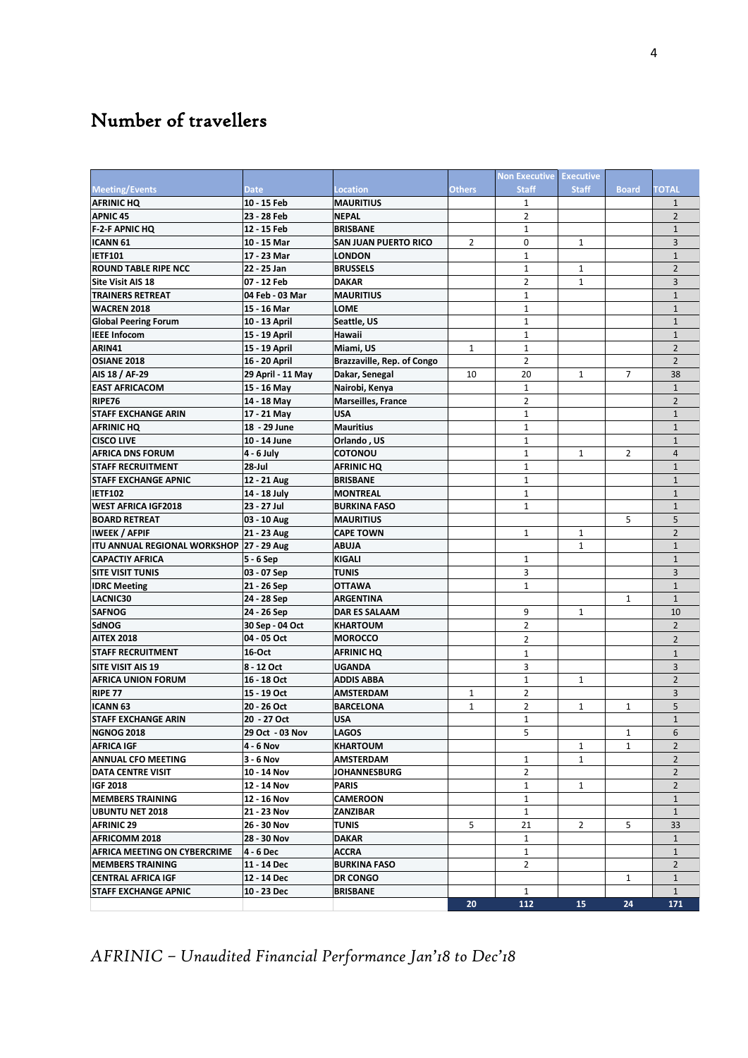# Number of travellers

| Meeting/Events | Date | Location | Others | Non Executive Staff | Executive Staff | Board | TOTAL |
|---|---|---|---|---|---|---|---|
| AFRINIC HQ | 10 - 15 Feb | MAURITIUS | | 1 | | | 1 |
| APNIC 45 | 23 - 28 Feb | NEPAL | | 2 | | | 2 |
| F-2-F APNIC HQ | 12 - 15 Feb | BRISBANE | | 1 | | | 1 |
| ICANN 61 | 10 - 15 Mar | SAN JUAN PUERTO RICO | 2 | 0 | 1 | | 3 |
| IETF101 | 17 - 23 Mar | LONDON | | 1 | | | 1 |
| ROUND TABLE RIPE NCC | 22 - 25 Jan | BRUSSELS | | 1 | 1 | | 2 |
| Site Visit AIS 18 | 07 - 12 Feb | DAKAR | | 2 | 1 | | 3 |
| TRAINERS RETREAT | 04 Feb - 03 Mar | MAURITIUS | | 1 | | | 1 |
| WACREN 2018 | 15 - 16 Mar | LOME | | 1 | | | 1 |
| Global Peering Forum | 10 - 13 April | Seattle, US | | 1 | | | 1 |
| IEEE Infocom | 15 - 19 April | Hawaii | | 1 | | | 1 |
| ARIN41 | 15 - 19 April | Miami, US | 1 | 1 | | | 2 |
| OSIANE 2018 | 16 - 20 April | Brazzaville, Rep. of Congo | | 2 | | | 2 |
| AIS 18 / AF-29 | 29 April - 11 May | Dakar, Senegal | 10 | 20 | 1 | 7 | 38 |
| EAST AFRICACOM | 15 - 16 May | Nairobi, Kenya | | 1 | | | 1 |
| RIPE76 | 14 - 18 May | Marseilles, France | | 2 | | | 2 |
| STAFF EXCHANGE ARIN | 17 - 21 May | USA | | 1 | | | 1 |
| AFRINIC HQ | 18 - 29 June | Mauritius | | 1 | | | 1 |
| CISCO LIVE | 10 - 14 June | Orlando , US | | 1 | | | 1 |
| AFRICA DNS FORUM | 4 - 6 July | COTONOU | | 1 | 1 | 2 | 4 |
| STAFF RECRUITMENT | 28-Jul | AFRINIC HQ | | 1 | | | 1 |
| STAFF EXCHANGE APNIC | 12 - 21 Aug | BRISBANE | | 1 | | | 1 |
| IETF102 | 14 - 18 July | MONTREAL | | 1 | | | 1 |
| WEST AFRICA IGF2018 | 23 - 27 Jul | BURKINA FASO | | 1 | | | 1 |
| BOARD RETREAT | 03 - 10 Aug | MAURITIUS | | | | 5 | 5 |
| IWEEK / AFPIF | 21 - 23 Aug | CAPE TOWN | | 1 | 1 | | 2 |
| ITU ANNUAL REGIONAL WORKSHOP | 27 - 29 Aug | ABUJA | | | 1 | | 1 |
| CAPACTIY AFRICA | 5 - 6 Sep | KIGALI | | 1 | | | 1 |
| SITE VISIT TUNIS | 03 - 07 Sep | TUNIS | | 3 | | | 3 |
| IDRC Meeting | 21 - 26 Sep | OTTAWA | | 1 | | | 1 |
| LACNIC30 | 24 - 28 Sep | ARGENTINA | | | | 1 | 1 |
| SAFNOG | 24 - 26 Sep | DAR ES SALAAM | | 9 | 1 | | 10 |
| SdNOG | 30 Sep - 04 Oct | KHARTOUM | | 2 | | | 2 |
| AITEX 2018 | 04 - 05 Oct | MOROCCO | | 2 | | | 2 |
| STAFF RECRUITMENT | 16-Oct | AFRINIC HQ | | 1 | | | 1 |
| SITE VISIT AIS 19 | 8 - 12 Oct | UGANDA | | 3 | | | 3 |
| AFRICA UNION FORUM | 16 - 18 Oct | ADDIS ABBA | | 1 | 1 | | 2 |
| RIPE 77 | 15 - 19 Oct | AMSTERDAM | 1 | 2 | | | 3 |
| ICANN 63 | 20 - 26 Oct | BARCELONA | 1 | 2 | 1 | 1 | 5 |
| STAFF EXCHANGE ARIN | 20 - 27 Oct | USA | | 1 | | | 1 |
| NGNOG 2018 | 29 Oct - 03 Nov | LAGOS | | 5 | | 1 | 6 |
| AFRICA IGF | 4 - 6 Nov | KHARTOUM | | | 1 | 1 | 2 |
| ANNUAL CFO MEETING | 3 - 6 Nov | AMSTERDAM | | 1 | 1 | | 2 |
| DATA CENTRE VISIT | 10 - 14 Nov | JOHANNESBURG | | 2 | | | 2 |
| IGF 2018 | 12 - 14 Nov | PARIS | | 1 | 1 | | 2 |
| MEMBERS TRAINING | 12 - 16 Nov | CAMEROON | | 1 | | | 1 |
| UBUNTU NET 2018 | 21 - 23 Nov | ZANZIBAR | | 1 | | | 1 |
| AFRINIC 29 | 26 - 30 Nov | TUNIS | 5 | 21 | 2 | 5 | 33 |
| AFRICOMM 2018 | 28 - 30 Nov | DAKAR | | 1 | | | 1 |
| AFRICA MEETING ON CYBERCRIME | 4 - 6 Dec | ACCRA | | 1 | | | 1 |
| MEMBERS TRAINING | 11 - 14 Dec | BURKINA FASO | | 2 | | | 2 |
| CENTRAL AFRICA IGF | 12 - 14 Dec | DR CONGO | | | | 1 | 1 |
| STAFF EXCHANGE APNIC | 10 - 23 Dec | BRISBANE | | 1 | | | 1 |
| | | | 20 | 112 | 15 | 24 | 171 |

*AFRINIC – Unaudited Financial Performance Jan'18 to Dec'18*